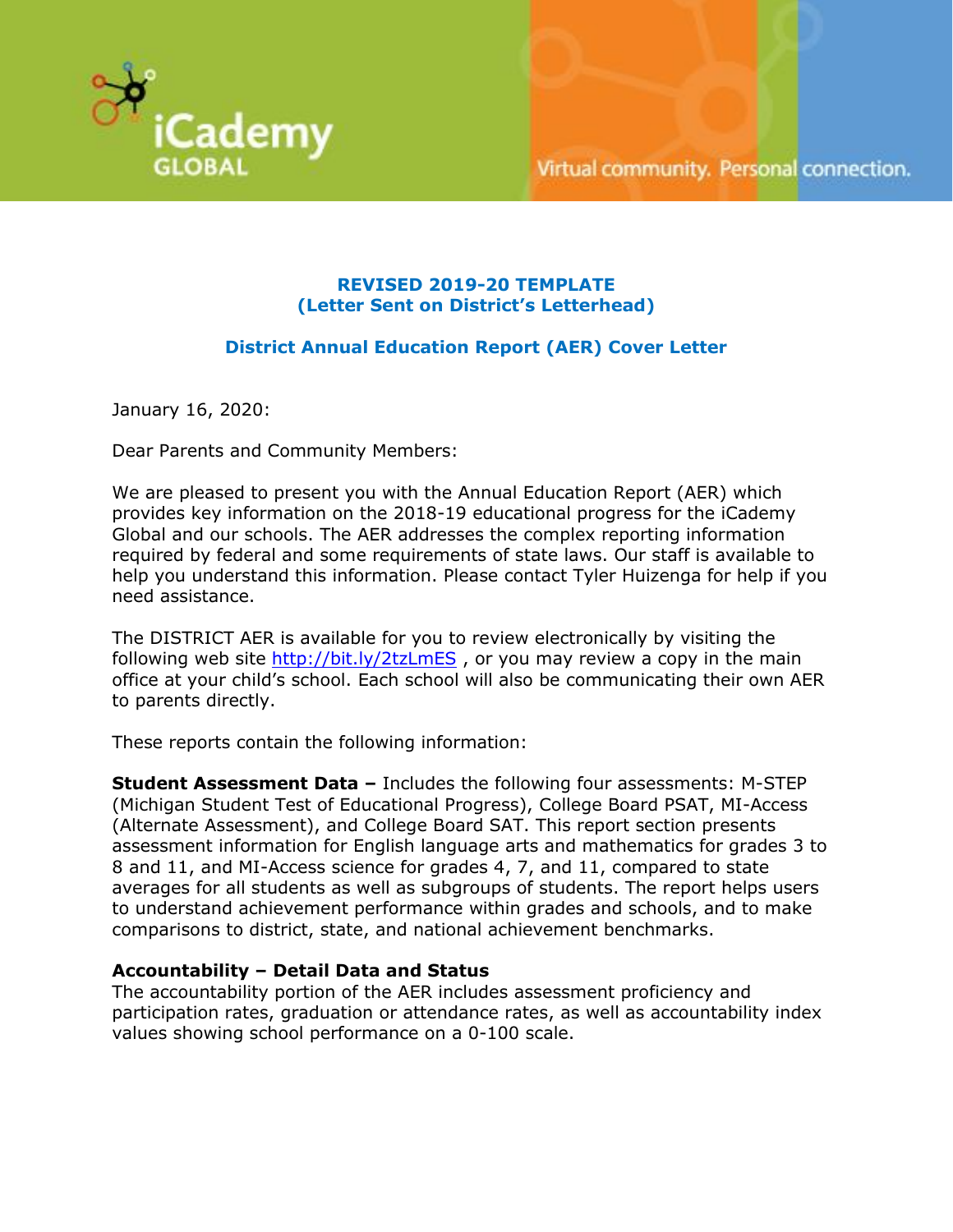iCademy GLOBAL

Virtual community. Personal connection.

**REVISED 2019-20 TEMPLATE**
**(Letter Sent on District's Letterhead)**

**District Annual Education Report (AER) Cover Letter**

January 16, 2020:

Dear Parents and Community Members:

We are pleased to present you with the Annual Education Report (AER) which provides key information on the 2018-19 educational progress for the iCademy Global and our schools. The AER addresses the complex reporting information required by federal and some requirements of state laws. Our staff is available to help you understand this information. Please contact Tyler Huizenga for help if you need assistance.

The DISTRICT AER is available for you to review electronically by visiting the following web site http://bit.ly/2tzLmES , or you may review a copy in the main office at your child's school. Each school will also be communicating their own AER to parents directly.

These reports contain the following information:

**Student Assessment Data –** Includes the following four assessments: M-STEP (Michigan Student Test of Educational Progress), College Board PSAT, MI-Access (Alternate Assessment), and College Board SAT. This report section presents assessment information for English language arts and mathematics for grades 3 to 8 and 11, and MI-Access science for grades 4, 7, and 11, compared to state averages for all students as well as subgroups of students. The report helps users to understand achievement performance within grades and schools, and to make comparisons to district, state, and national achievement benchmarks.

**Accountability – Detail Data and Status**
The accountability portion of the AER includes assessment proficiency and participation rates, graduation or attendance rates, as well as accountability index values showing school performance on a 0-100 scale.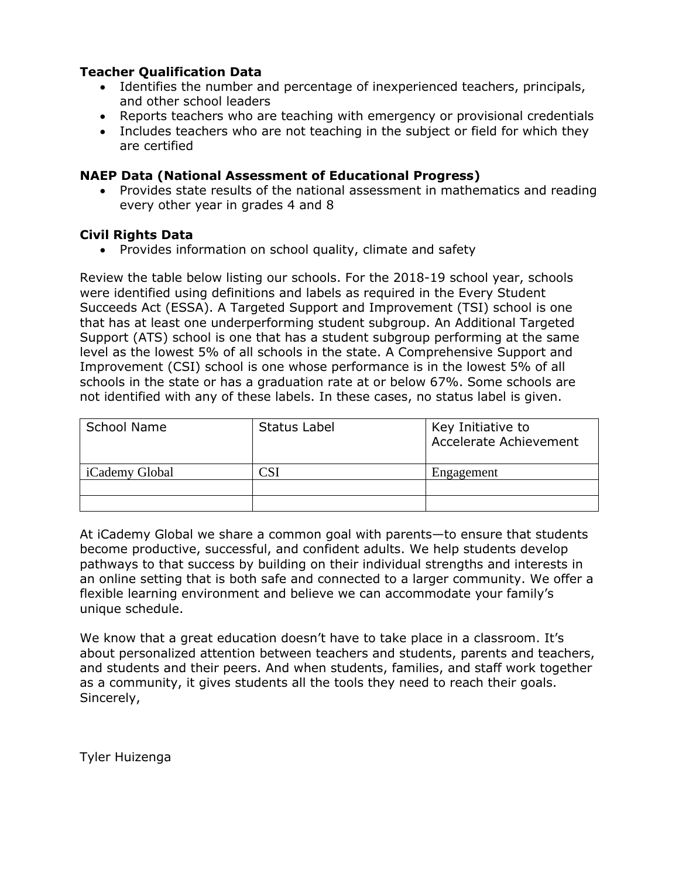**Teacher Qualification Data**

- Identifies the number and percentage of inexperienced teachers, principals, and other school leaders
- Reports teachers who are teaching with emergency or provisional credentials
- Includes teachers who are not teaching in the subject or field for which they are certified

**NAEP Data (National Assessment of Educational Progress)**

- Provides state results of the national assessment in mathematics and reading every other year in grades 4 and 8

**Civil Rights Data**

- Provides information on school quality, climate and safety

Review the table below listing our schools. For the 2018-19 school year, schools were identified using definitions and labels as required in the Every Student Succeeds Act (ESSA). A Targeted Support and Improvement (TSI) school is one that has at least one underperforming student subgroup. An Additional Targeted Support (ATS) school is one that has a student subgroup performing at the same level as the lowest 5% of all schools in the state. A Comprehensive Support and Improvement (CSI) school is one whose performance is in the lowest 5% of all schools in the state or has a graduation rate at or below 67%. Some schools are not identified with any of these labels. In these cases, no status label is given.

| School Name | Status Label | Key Initiative to Accelerate Achievement |
|---|---|---|
| iCademy Global | CSI | Engagement |
| | | |
| | | |

At iCademy Global we share a common goal with parents—to ensure that students become productive, successful, and confident adults. We help students develop pathways to that success by building on their individual strengths and interests in an online setting that is both safe and connected to a larger community. We offer a flexible learning environment and believe we can accommodate your family's unique schedule.

We know that a great education doesn't have to take place in a classroom. It's about personalized attention between teachers and students, parents and teachers, and students and their peers. And when students, families, and staff work together as a community, it gives students all the tools they need to reach their goals.
Sincerely,

Tyler Huizenga